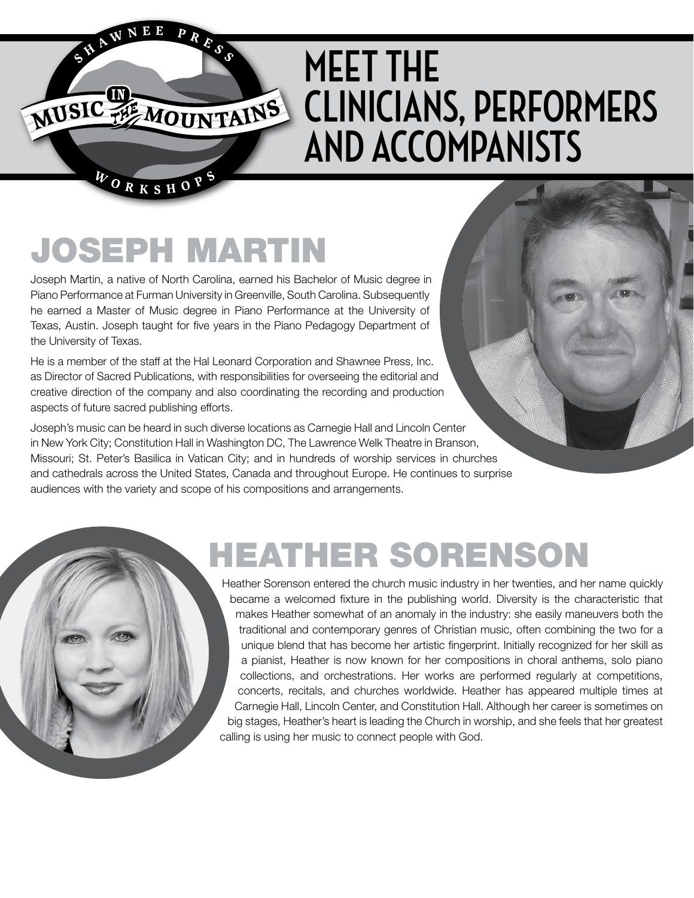# MEET THE CLINICIANS, PERFORMERS AND ACCOMPANISTS

## JOSEPH MARTIN

Joseph Martin, a native of North Carolina, earned his Bachelor of Music degree in Piano Performance at Furman University in Greenville, South Carolina. Subsequently he earned a Master of Music degree in Piano Performance at the University of Texas, Austin. Joseph taught for five years in the Piano Pedagogy Department of the University of Texas.

He is a member of the staff at the Hal Leonard Corporation and Shawnee Press, Inc. as Director of Sacred Publications, with responsibilities for overseeing the editorial and creative direction of the company and also coordinating the recording and production aspects of future sacred publishing efforts.

Joseph's music can be heard in such diverse locations as Carnegie Hall and Lincoln Center in New York City; Constitution Hall in Washington DC, The Lawrence Welk Theatre in Branson, Missouri; St. Peter's Basilica in Vatican City; and in hundreds of worship services in churches and cathedrals across the United States, Canada and throughout Europe. He continues to surprise audiences with the variety and scope of his compositions and arrangements.

## HEATHER SORENSON

Heather Sorenson entered the church music industry in her twenties, and her name quickly became a welcomed fixture in the publishing world. Diversity is the characteristic that makes Heather somewhat of an anomaly in the industry: she easily maneuvers both the traditional and contemporary genres of Christian music, often combining the two for a unique blend that has become her artistic fingerprint. Initially recognized for her skill as a pianist, Heather is now known for her compositions in choral anthems, solo piano collections, and orchestrations. Her works are performed regularly at competitions, concerts, recitals, and churches worldwide. Heather has appeared multiple times at Carnegie Hall, Lincoln Center, and Constitution Hall. Although her career is sometimes on big stages, Heather's heart is leading the Church in worship, and she feels that her greatest calling is using her music to connect people with God.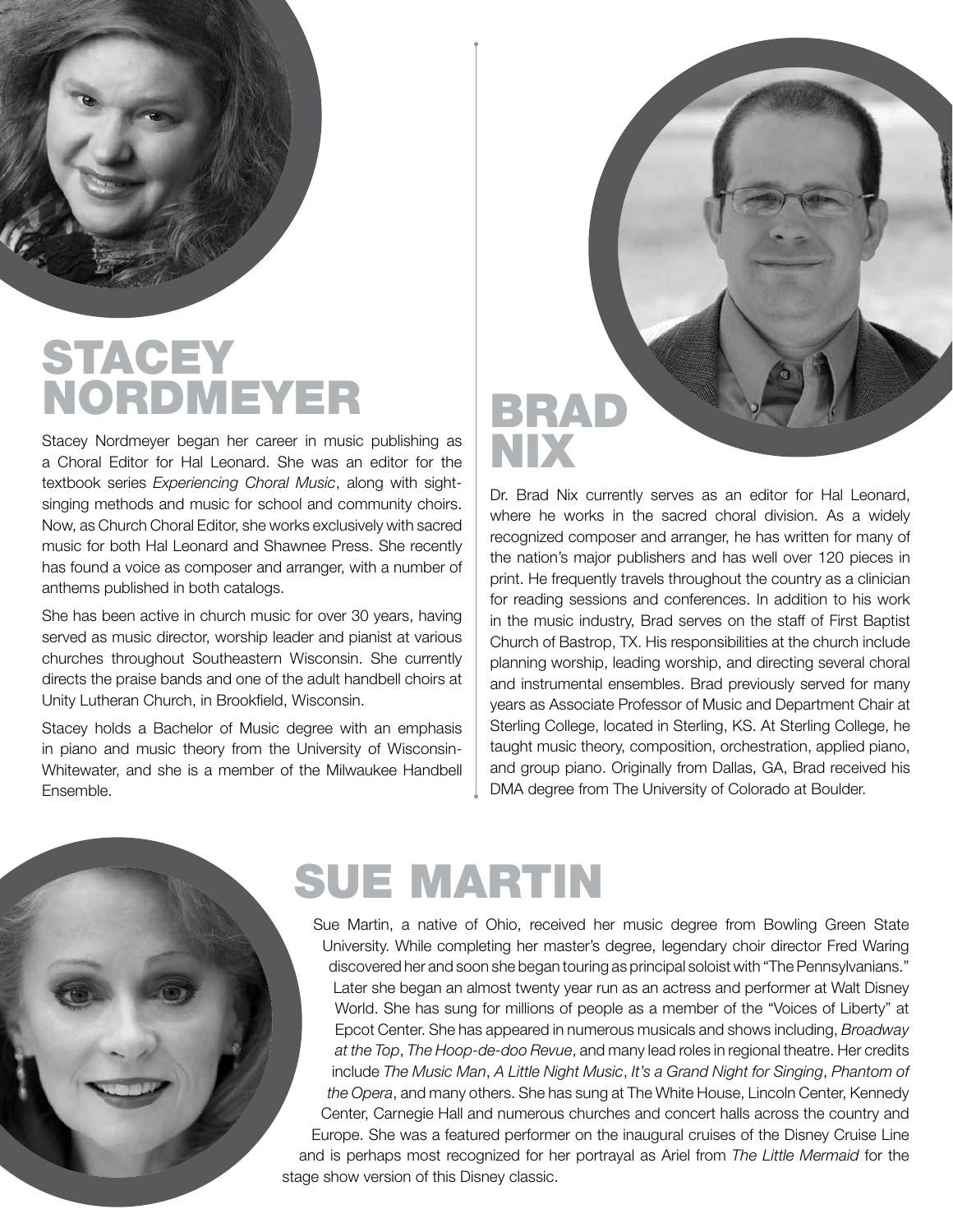## STACEY NORDMEYER

Stacey Nordmeyer began her career in music publishing as a Choral Editor for Hal Leonard. She was an editor for the textbook series *Experiencing Choral Music*, along with sight-singing methods and music for school and community choirs. Now, as Church Choral Editor, she works exclusively with sacred music for both Hal Leonard and Shawnee Press. She recently has found a voice as composer and arranger, with a number of anthems published in both catalogs.

She has been active in church music for over 30 years, having served as music director, worship leader and pianist at various churches throughout Southeastern Wisconsin. She currently directs the praise bands and one of the adult handbell choirs at Unity Lutheran Church, in Brookfield, Wisconsin.

Stacey holds a Bachelor of Music degree with an emphasis in piano and music theory from the University of Wisconsin-Whitewater, and she is a member of the Milwaukee Handbell Ensemble.

## BRAD NIX

Dr. Brad Nix currently serves as an editor for Hal Leonard, where he works in the sacred choral division. As a widely recognized composer and arranger, he has written for many of the nation's major publishers and has well over 120 pieces in print. He frequently travels throughout the country as a clinician for reading sessions and conferences. In addition to his work in the music industry, Brad serves on the staff of First Baptist Church of Bastrop, TX. His responsibilities at the church include planning worship, leading worship, and directing several choral and instrumental ensembles. Brad previously served for many years as Associate Professor of Music and Department Chair at Sterling College, located in Sterling, KS. At Sterling College, he taught music theory, composition, orchestration, applied piano, and group piano. Originally from Dallas, GA, Brad received his DMA degree from The University of Colorado at Boulder.

## SUE MARTIN

Sue Martin, a native of Ohio, received her music degree from Bowling Green State University. While completing her master's degree, legendary choir director Fred Waring discovered her and soon she began touring as principal soloist with "The Pennsylvanians." Later she began an almost twenty year run as an actress and performer at Walt Disney World. She has sung for millions of people as a member of the "Voices of Liberty" at Epcot Center. She has appeared in numerous musicals and shows including, *Broadway at the Top*, *The Hoop-de-doo Revue*, and many lead roles in regional theatre. Her credits include *The Music Man*, *A Little Night Music*, *It's a Grand Night for Singing*, *Phantom of the Opera*, and many others. She has sung at The White House, Lincoln Center, Kennedy Center, Carnegie Hall and numerous churches and concert halls across the country and Europe. She was a featured performer on the inaugural cruises of the Disney Cruise Line and is perhaps most recognized for her portrayal as Ariel from *The Little Mermaid* for the stage show version of this Disney classic.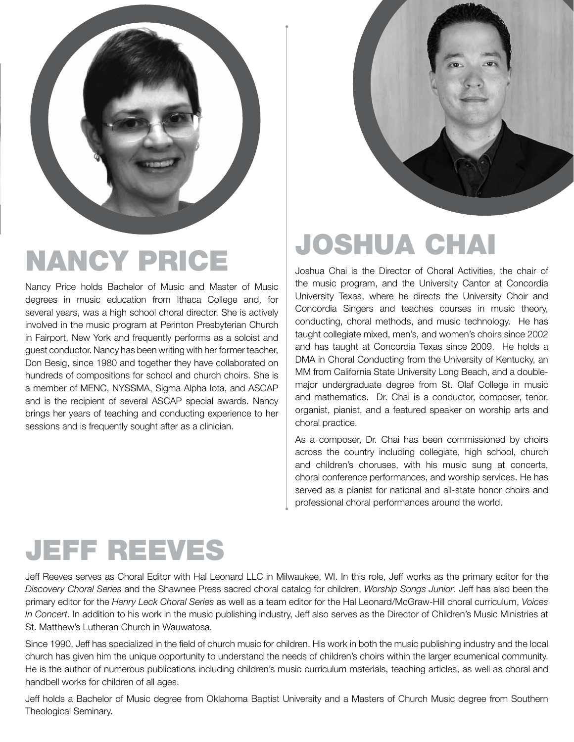## NANCY PRICE

Nancy Price holds Bachelor of Music and Master of Music degrees in music education from Ithaca College and, for several years, was a high school choral director. She is actively involved in the music program at Perinton Presbyterian Church in Fairport, New York and frequently performs as a soloist and guest conductor. Nancy has been writing with her former teacher, Don Besig, since 1980 and together they have collaborated on hundreds of compositions for school and church choirs. She is a member of MENC, NYSSMA, Sigma Alpha Iota, and ASCAP and is the recipient of several ASCAP special awards. Nancy brings her years of teaching and conducting experience to her sessions and is frequently sought after as a clinician.

## JOSHUA CHAI

Joshua Chai is the Director of Choral Activities, the chair of the music program, and the University Cantor at Concordia University Texas, where he directs the University Choir and Concordia Singers and teaches courses in music theory, conducting, choral methods, and music technology. He has taught collegiate mixed, men's, and women's choirs since 2002 and has taught at Concordia Texas since 2009. He holds a DMA in Choral Conducting from the University of Kentucky, an MM from California State University Long Beach, and a double-major undergraduate degree from St. Olaf College in music and mathematics. Dr. Chai is a conductor, composer, tenor, organist, pianist, and a featured speaker on worship arts and choral practice.

As a composer, Dr. Chai has been commissioned by choirs across the country including collegiate, high school, church and children's choruses, with his music sung at concerts, choral conference performances, and worship services. He has served as a pianist for national and all-state honor choirs and professional choral performances around the world.

## JEFF REEVES

Jeff Reeves serves as Choral Editor with Hal Leonard LLC in Milwaukee, WI. In this role, Jeff works as the primary editor for the *Discovery Choral Series* and the Shawnee Press sacred choral catalog for children, *Worship Songs Junior*. Jeff has also been the primary editor for the *Henry Leck Choral Series* as well as a team editor for the Hal Leonard/McGraw-Hill choral curriculum, *Voices In Concert*. In addition to his work in the music publishing industry, Jeff also serves as the Director of Children's Music Ministries at St. Matthew's Lutheran Church in Wauwatosa.

Since 1990, Jeff has specialized in the field of church music for children. His work in both the music publishing industry and the local church has given him the unique opportunity to understand the needs of children's choirs within the larger ecumenical community. He is the author of numerous publications including children's music curriculum materials, teaching articles, as well as choral and handbell works for children of all ages.

Jeff holds a Bachelor of Music degree from Oklahoma Baptist University and a Masters of Church Music degree from Southern Theological Seminary.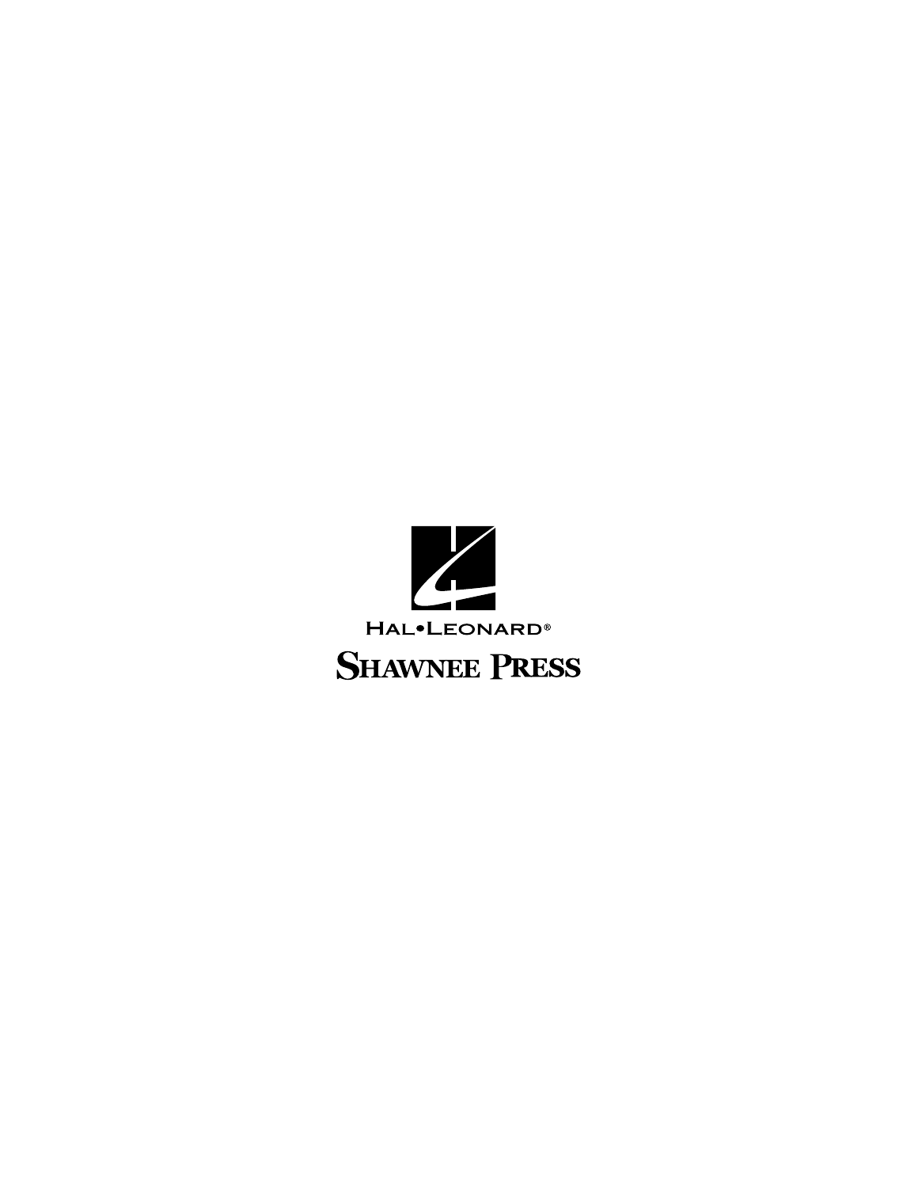HAL•LEONARD®

SHAWNEE PRESS